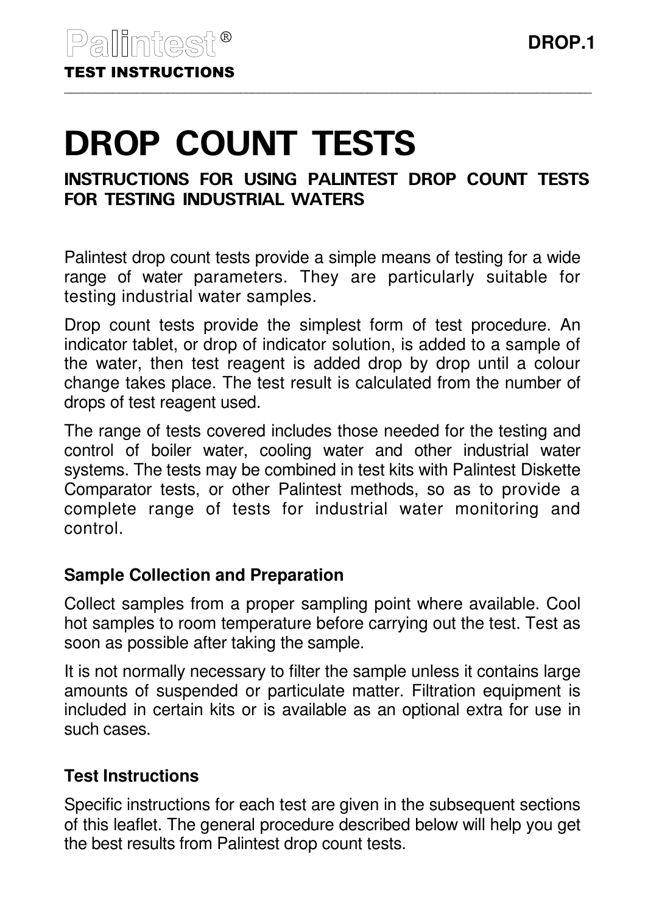Palintest®
**TEST INSTRUCTIONS**

DROP.1

# DROP COUNT TESTS

## INSTRUCTIONS FOR USING PALINTEST DROP COUNT TESTS FOR TESTING INDUSTRIAL WATERS

Palintest drop count tests provide a simple means of testing for a wide range of water parameters. They are particularly suitable for testing industrial water samples.

Drop count tests provide the simplest form of test procedure. An indicator tablet, or drop of indicator solution, is added to a sample of the water, then test reagent is added drop by drop until a colour change takes place. The test result is calculated from the number of drops of test reagent used.

The range of tests covered includes those needed for the testing and control of boiler water, cooling water and other industrial water systems. The tests may be combined in test kits with Palintest Diskette Comparator tests, or other Palintest methods, so as to provide a complete range of tests for industrial water monitoring and control.

### Sample Collection and Preparation

Collect samples from a proper sampling point where available. Cool hot samples to room temperature before carrying out the test. Test as soon as possible after taking the sample.

It is not normally necessary to filter the sample unless it contains large amounts of suspended or particulate matter. Filtration equipment is included in certain kits or is available as an optional extra for use in such cases.

### Test Instructions

Specific instructions for each test are given in the subsequent sections of this leaflet. The general procedure described below will help you get the best results from Palintest drop count tests.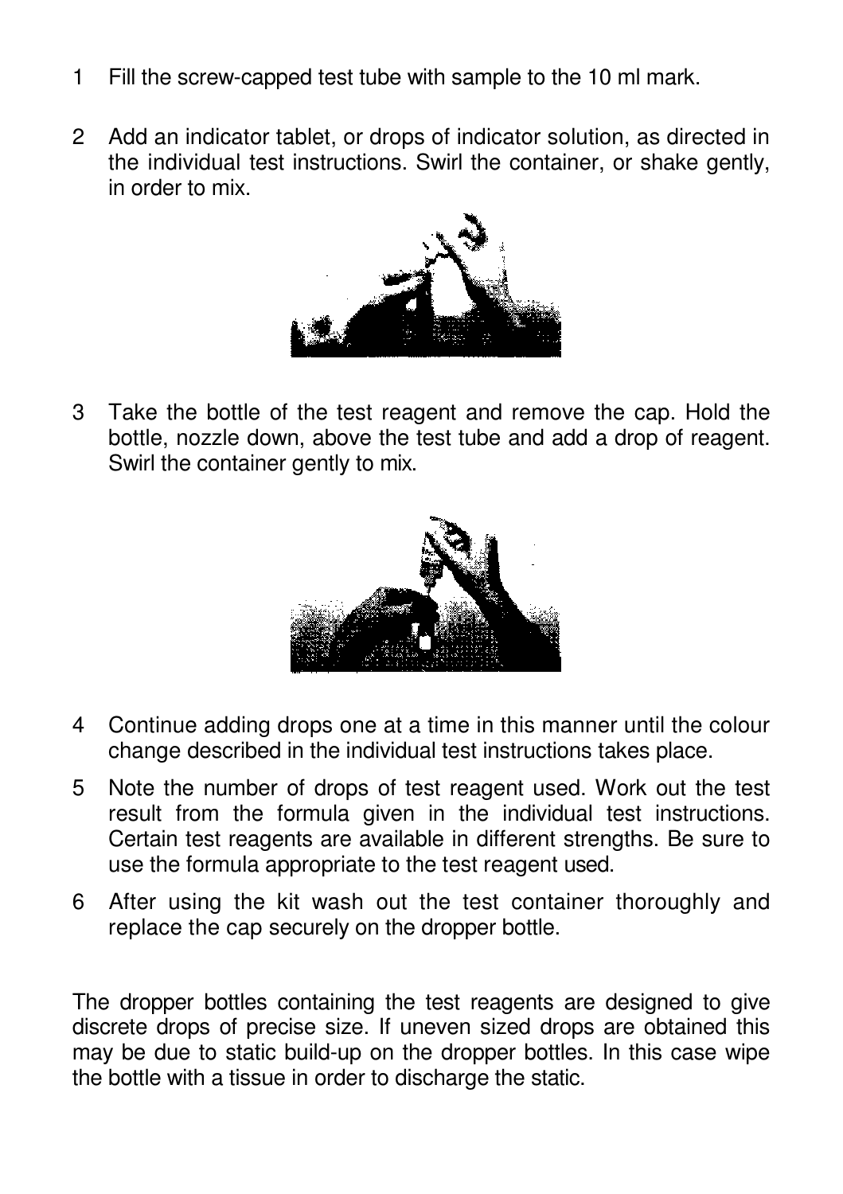1. Fill the screw-capped test tube with sample to the 10 ml mark.

2. Add an indicator tablet, or drops of indicator solution, as directed in the individual test instructions. Swirl the container, or shake gently, in order to mix.

3. Take the bottle of the test reagent and remove the cap. Hold the bottle, nozzle down, above the test tube and add a drop of reagent. Swirl the container gently to mix.

4. Continue adding drops one at a time in this manner until the colour change described in the individual test instructions takes place.

5. Note the number of drops of test reagent used. Work out the test result from the formula given in the individual test instructions. Certain test reagents are available in different strengths. Be sure to use the formula appropriate to the test reagent used.

6. After using the kit wash out the test container thoroughly and replace the cap securely on the dropper bottle.

The dropper bottles containing the test reagents are designed to give discrete drops of precise size. If uneven sized drops are obtained this may be due to static build-up on the dropper bottles. In this case wipe the bottle with a tissue in order to discharge the static.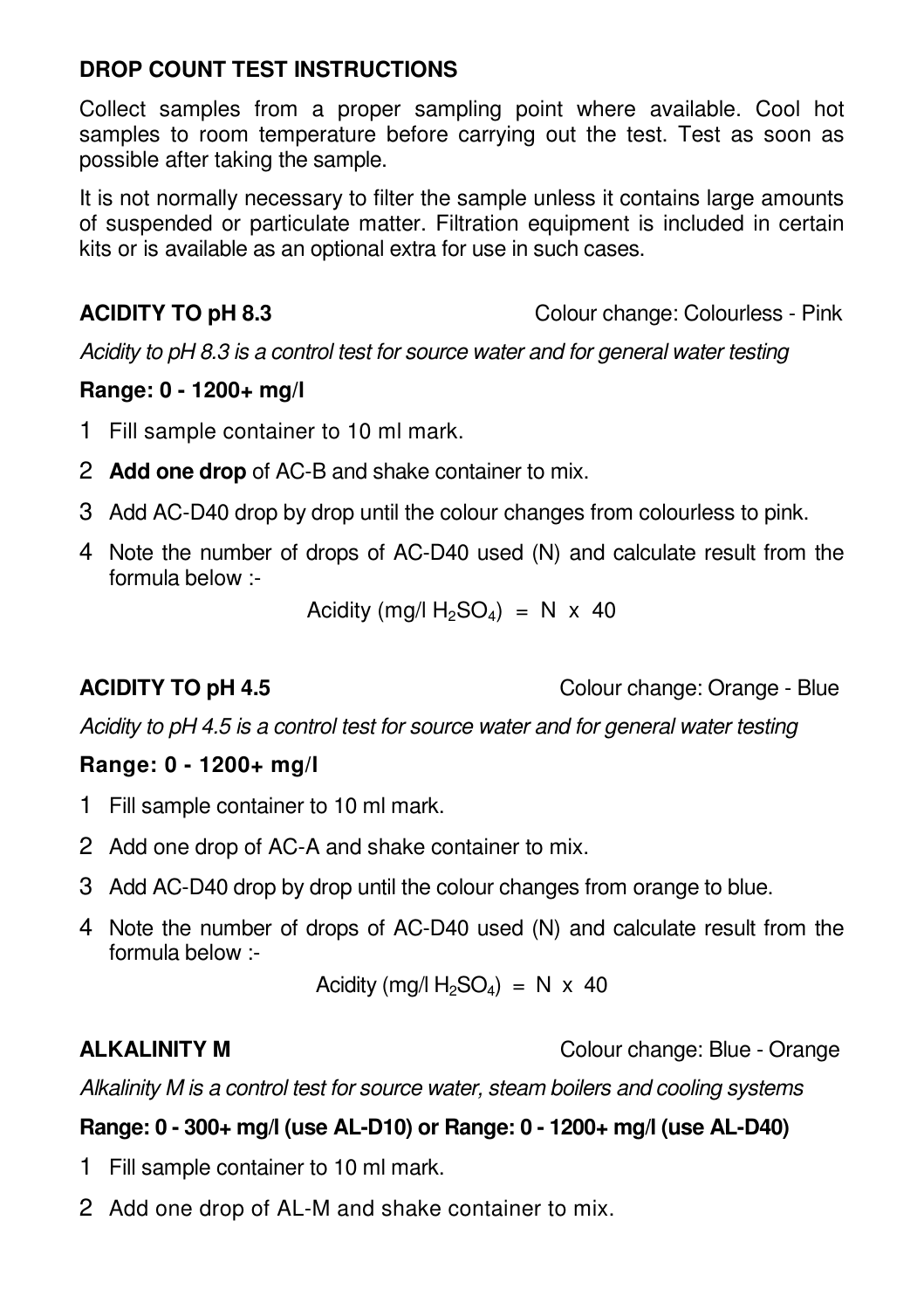## DROP COUNT TEST INSTRUCTIONS

Collect samples from a proper sampling point where available. Cool hot samples to room temperature before carrying out the test. Test as soon as possible after taking the sample.

It is not normally necessary to filter the sample unless it contains large amounts of suspended or particulate matter. Filtration equipment is included in certain kits or is available as an optional extra for use in such cases.

### ACIDITY TO pH 8.3

Colour change: Colourless - Pink

*Acidity to pH 8.3 is a control test for source water and for general water testing*

**Range: 0 - 1200+ mg/l**

1. Fill sample container to 10 ml mark.
2. **Add one drop** of AC-B and shake container to mix.
3. Add AC-D40 drop by drop until the colour changes from colourless to pink.
4. Note the number of drops of AC-D40 used (N) and calculate result from the formula below :-

$$\text{Acidity (mg/l } H_2SO_4) = N \times 40$$

### ACIDITY TO pH 4.5

Colour change: Orange - Blue

*Acidity to pH 4.5 is a control test for source water and for general water testing*

**Range: 0 - 1200+ mg/l**

1. Fill sample container to 10 ml mark.
2. Add one drop of AC-A and shake container to mix.
3. Add AC-D40 drop by drop until the colour changes from orange to blue.
4. Note the number of drops of AC-D40 used (N) and calculate result from the formula below :-

$$\text{Acidity (mg/l } H_2SO_4) = N \times 40$$

### ALKALINITY M

Colour change: Blue - Orange

*Alkalinity M is a control test for source water, steam boilers and cooling systems*

**Range: 0 - 300+ mg/l (use AL-D10) or Range: 0 - 1200+ mg/l (use AL-D40)**

1. Fill sample container to 10 ml mark.
2. Add one drop of AL-M and shake container to mix.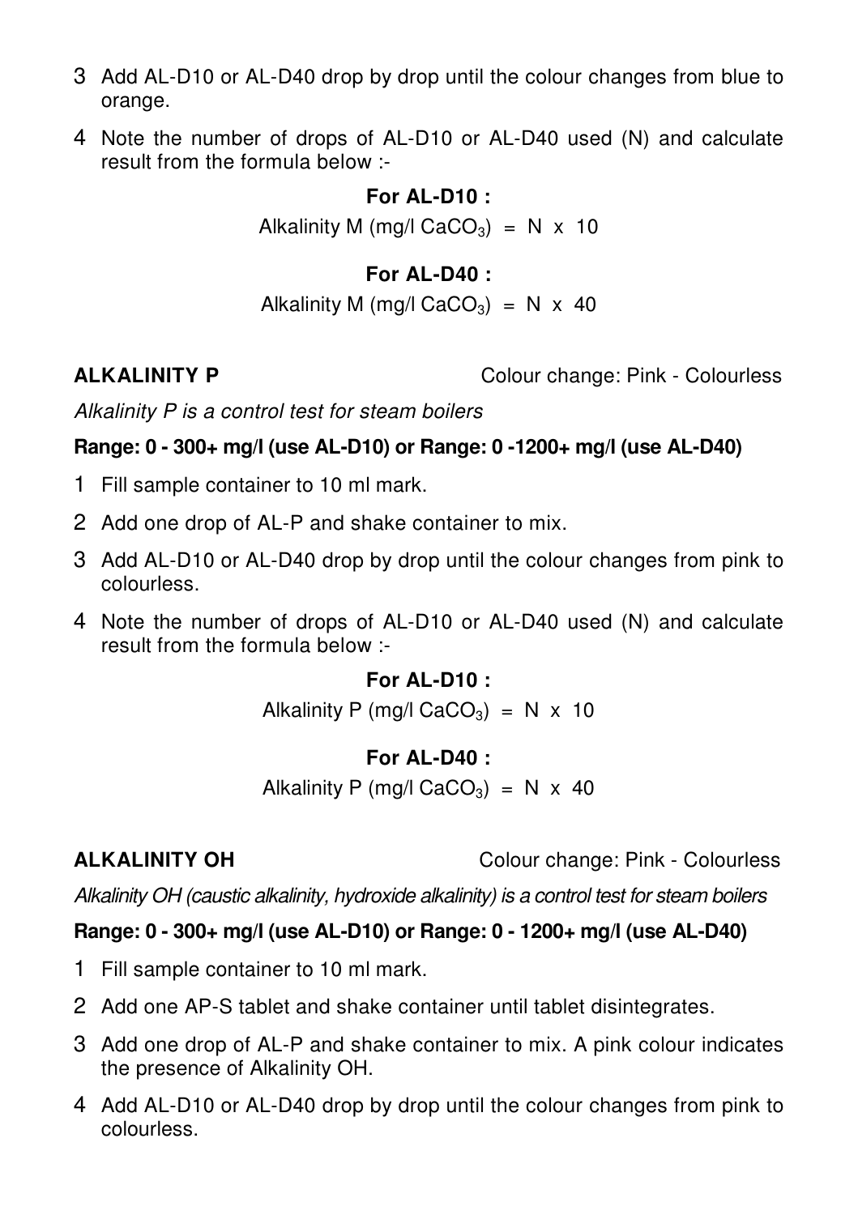3. Add AL-D10 or AL-D40 drop by drop until the colour changes from blue to orange.
4. Note the number of drops of AL-D10 or AL-D40 used (N) and calculate result from the formula below :-

**For AL-D10 :**

Alkalinity M (mg/l $CaCO_3$) = N x 10

**For AL-D40 :**

Alkalinity M (mg/l $CaCO_3$) = N x 40

## ALKALINITY P

Colour change: Pink - Colourless

*Alkalinity P is a control test for steam boilers*

**Range: 0 - 300+ mg/l (use AL-D10) or Range: 0 -1200+ mg/l (use AL-D40)**

1. Fill sample container to 10 ml mark.
2. Add one drop of AL-P and shake container to mix.
3. Add AL-D10 or AL-D40 drop by drop until the colour changes from pink to colourless.
4. Note the number of drops of AL-D10 or AL-D40 used (N) and calculate result from the formula below :-

**For AL-D10 :**

Alkalinity P (mg/l $CaCO_3$) = N x 10

**For AL-D40 :**

Alkalinity P (mg/l $CaCO_3$) = N x 40

## ALKALINITY OH

Colour change: Pink - Colourless

*Alkalinity OH (caustic alkalinity, hydroxide alkalinity) is a control test for steam boilers*

**Range: 0 - 300+ mg/l (use AL-D10) or Range: 0 - 1200+ mg/l (use AL-D40)**

1. Fill sample container to 10 ml mark.
2. Add one AP-S tablet and shake container until tablet disintegrates.
3. Add one drop of AL-P and shake container to mix. A pink colour indicates the presence of Alkalinity OH.
4. Add AL-D10 or AL-D40 drop by drop until the colour changes from pink to colourless.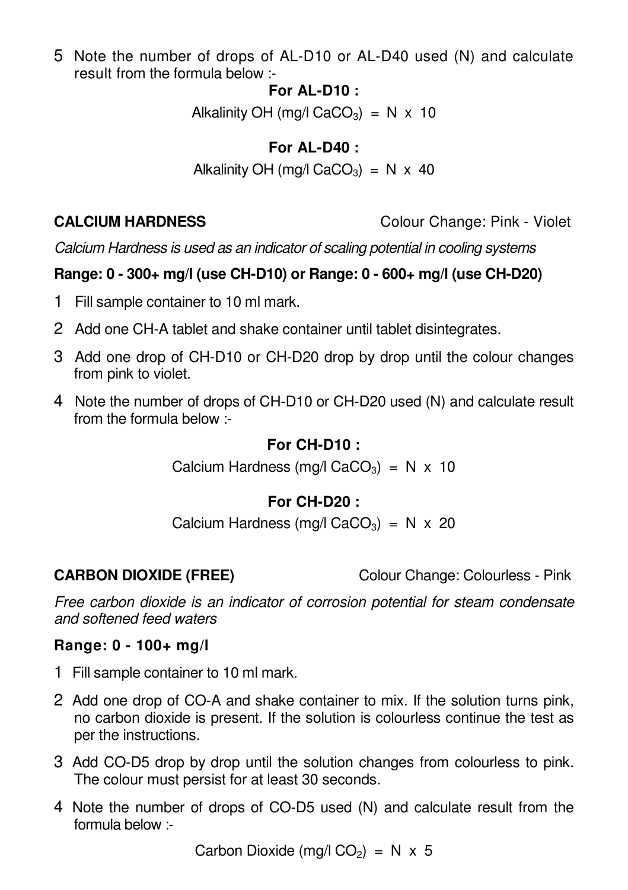5. Note the number of drops of AL-D10 or AL-D40 used (N) and calculate result from the formula below :-

**For AL-D10 :**

Alkalinity OH (mg/l $CaCO_3$) = N x 10

**For AL-D40 :**

Alkalinity OH (mg/l $CaCO_3$) = N x 40

**CALCIUM HARDNESS** Colour Change: Pink - Violet

*Calcium Hardness is used as an indicator of scaling potential in cooling systems*

**Range: 0 - 300+ mg/l (use CH-D10) or Range: 0 - 600+ mg/l (use CH-D20)**

1. Fill sample container to 10 ml mark.
2. Add one CH-A tablet and shake container until tablet disintegrates.
3. Add one drop of CH-D10 or CH-D20 drop by drop until the colour changes from pink to violet.
4. Note the number of drops of CH-D10 or CH-D20 used (N) and calculate result from the formula below :-

**For CH-D10 :**

Calcium Hardness (mg/l $CaCO_3$) = N x 10

**For CH-D20 :**

Calcium Hardness (mg/l $CaCO_3$) = N x 20

**CARBON DIOXIDE (FREE)** Colour Change: Colourless - Pink

*Free carbon dioxide is an indicator of corrosion potential for steam condensate and softened feed waters*

**Range: 0 - 100+ mg/l**

1. Fill sample container to 10 ml mark.
2. Add one drop of CO-A and shake container to mix. If the solution turns pink, no carbon dioxide is present. If the solution is colourless continue the test as per the instructions.
3. Add CO-D5 drop by drop until the solution changes from colourless to pink. The colour must persist for at least 30 seconds.
4. Note the number of drops of CO-D5 used (N) and calculate result from the formula below :-

Carbon Dioxide (mg/l $CO_2$) = N x 5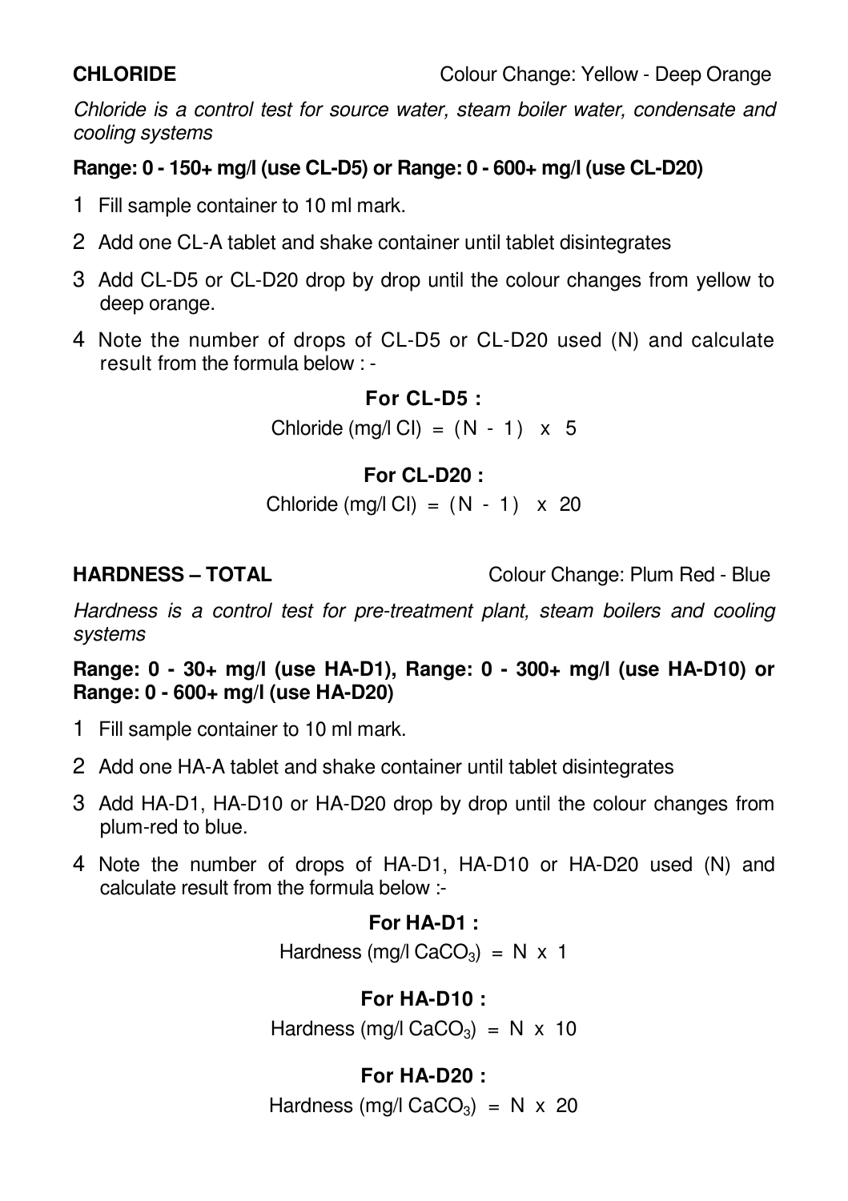**CHLORIDE** Colour Change: Yellow - Deep Orange

*Chloride is a control test for source water, steam boiler water, condensate and cooling systems*

**Range: 0 - 150+ mg/l (use CL-D5) or Range: 0 - 600+ mg/l (use CL-D20)**

1. Fill sample container to 10 ml mark.
2. Add one CL-A tablet and shake container until tablet disintegrates
3. Add CL-D5 or CL-D20 drop by drop until the colour changes from yellow to deep orange.
4. Note the number of drops of CL-D5 or CL-D20 used (N) and calculate result from the formula below : -

**For CL-D5 :**

$$\text{Chloride (mg/l Cl)} = (N - 1) \times 5$$

**For CL-D20 :**

$$\text{Chloride (mg/l Cl)} = (N - 1) \times 20$$

**HARDNESS – TOTAL** Colour Change: Plum Red - Blue

*Hardness is a control test for pre-treatment plant, steam boilers and cooling systems*

**Range: 0 - 30+ mg/l (use HA-D1), Range: 0 - 300+ mg/l (use HA-D10) or Range: 0 - 600+ mg/l (use HA-D20)**

1. Fill sample container to 10 ml mark.
2. Add one HA-A tablet and shake container until tablet disintegrates
3. Add HA-D1, HA-D10 or HA-D20 drop by drop until the colour changes from plum-red to blue.
4. Note the number of drops of HA-D1, HA-D10 or HA-D20 used (N) and calculate result from the formula below :-

**For HA-D1 :**

$$\text{Hardness (mg/l } CaCO_3) = N \times 1$$

**For HA-D10 :**

$$\text{Hardness (mg/l } CaCO_3) = N \times 10$$

**For HA-D20 :**

$$\text{Hardness (mg/l } CaCO_3) = N \times 20$$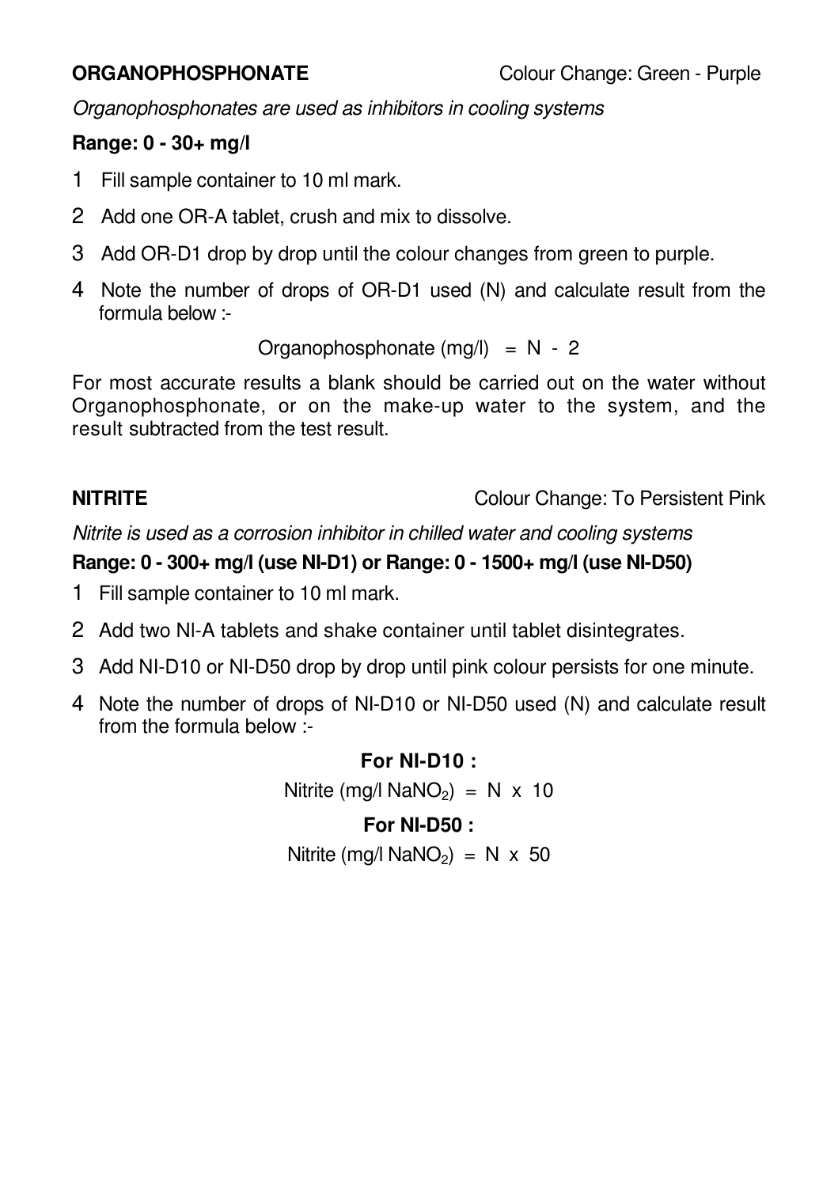## ORGANOPHOSPHONATE

Colour Change: Green - Purple

*Organophosphonates are used as inhibitors in cooling systems*

**Range: 0 - 30+ mg/l**

1. Fill sample container to 10 ml mark.
2. Add one OR-A tablet, crush and mix to dissolve.
3. Add OR-D1 drop by drop until the colour changes from green to purple.
4. Note the number of drops of OR-D1 used (N) and calculate result from the formula below :-

$$\text{Organophosphonate (mg/l)} = N - 2$$

For most accurate results a blank should be carried out on the water without Organophosphonate, or on the make-up water to the system, and the result subtracted from the test result.

## NITRITE

Colour Change: To Persistent Pink

*Nitrite is used as a corrosion inhibitor in chilled water and cooling systems*

**Range: 0 - 300+ mg/l (use NI-D1) or Range: 0 - 1500+ mg/l (use NI-D50)**

1. Fill sample container to 10 ml mark.
2. Add two NI-A tablets and shake container until tablet disintegrates.
3. Add NI-D10 or NI-D50 drop by drop until pink colour persists for one minute.
4. Note the number of drops of NI-D10 or NI-D50 used (N) and calculate result from the formula below :-

**For NI-D10 :**

$$\text{Nitrite (mg/l } NaNO_2) = N \times 10$$

**For NI-D50 :**

$$\text{Nitrite (mg/l } NaNO_2) = N \times 50$$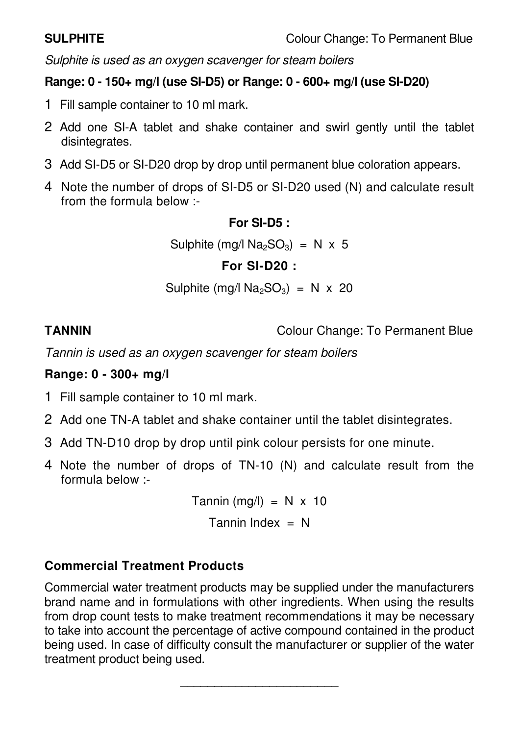**SULPHITE** Colour Change: To Permanent Blue

*Sulphite is used as an oxygen scavenger for steam boilers*

**Range: 0 - 150+ mg/l (use SI-D5) or Range: 0 - 600+ mg/l (use SI-D20)**

1. Fill sample container to 10 ml mark.
2. Add one SI-A tablet and shake container and swirl gently until the tablet disintegrates.
3. Add SI-D5 or SI-D20 drop by drop until permanent blue coloration appears.
4. Note the number of drops of SI-D5 or SI-D20 used (N) and calculate result from the formula below :-

**For SI-D5 :**

$$\text{Sulphite (mg/l } Na_2SO_3) = N \times 5$$

**For SI-D20 :**

$$\text{Sulphite (mg/l } Na_2SO_3) = N \times 20$$

**TANNIN** Colour Change: To Permanent Blue

*Tannin is used as an oxygen scavenger for steam boilers*

**Range: 0 - 300+ mg/l**

1. Fill sample container to 10 ml mark.
2. Add one TN-A tablet and shake container until the tablet disintegrates.
3. Add TN-D10 drop by drop until pink colour persists for one minute.
4. Note the number of drops of TN-10 (N) and calculate result from the formula below :-

$$\text{Tannin (mg/l)} = N \times 10$$

$$\text{Tannin Index} = N$$

**Commercial Treatment Products**

Commercial water treatment products may be supplied under the manufacturers brand name and in formulations with other ingredients. When using the results from drop count tests to make treatment recommendations it may be necessary to take into account the percentage of active compound contained in the product being used. In case of difficulty consult the manufacturer or supplier of the water treatment product being used.